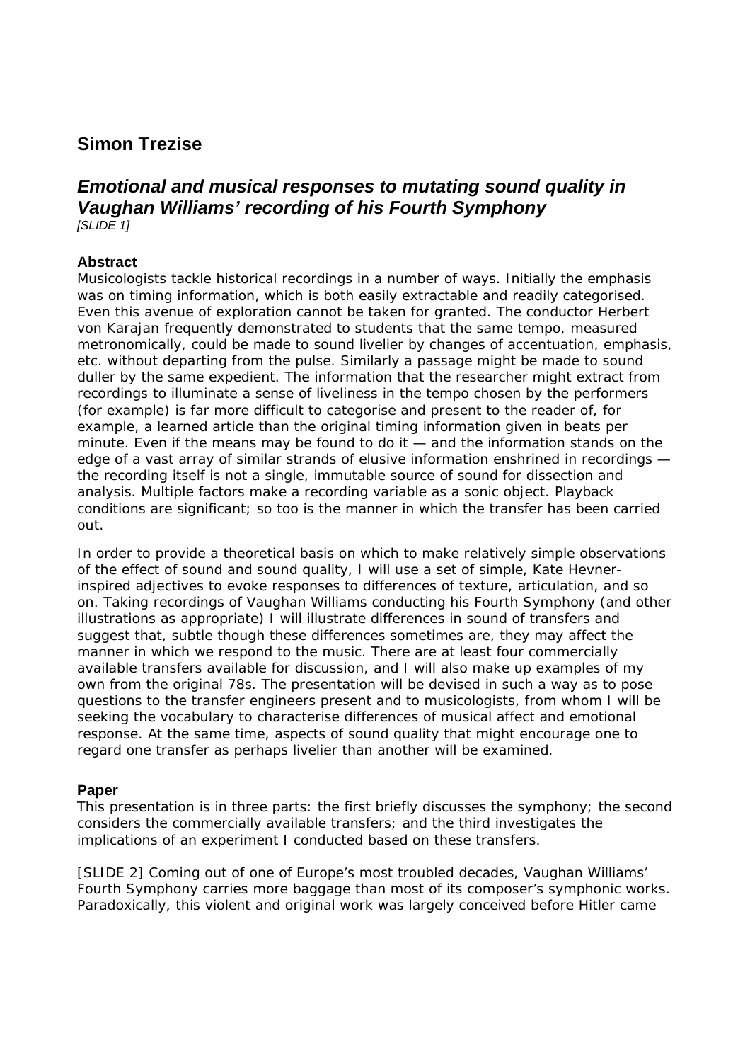## Simon Trezise

## *Emotional and musical responses to mutating sound quality in Vaughan Williams' recording of his Fourth Symphony*

*[SLIDE 1]*

### Abstract

Musicologists tackle historical recordings in a number of ways. Initially the emphasis was on timing information, which is both easily extractable and readily categorised. Even this avenue of exploration cannot be taken for granted. The conductor Herbert von Karajan frequently demonstrated to students that the same tempo, measured metronomically, could be made to sound livelier by changes of accentuation, emphasis, etc. without departing from the pulse. Similarly a passage might be made to sound duller by the same expedient. The information that the researcher might extract from recordings to illuminate a sense of liveliness in the tempo chosen by the performers (for example) is far more difficult to categorise and present to the reader of, for example, a learned article than the original timing information given in beats per minute. Even if the means may be found to do it — and the information stands on the edge of a vast array of similar strands of elusive information enshrined in recordings — the recording itself is not a single, immutable source of sound for dissection and analysis. Multiple factors make a recording variable as a sonic object. Playback conditions are significant; so too is the manner in which the transfer has been carried out.

In order to provide a theoretical basis on which to make relatively simple observations of the effect of sound and sound quality, I will use a set of simple, Kate Hevner-inspired adjectives to evoke responses to differences of texture, articulation, and so on. Taking recordings of Vaughan Williams conducting his Fourth Symphony (and other illustrations as appropriate) I will illustrate differences in sound of transfers and suggest that, subtle though these differences sometimes are, they may affect the manner in which we respond to the music. There are at least four commercially available transfers available for discussion, and I will also make up examples of my own from the original 78s. The presentation will be devised in such a way as to pose questions to the transfer engineers present and to musicologists, from whom I will be seeking the vocabulary to characterise differences of musical affect and emotional response. At the same time, aspects of sound quality that might encourage one to regard one transfer as perhaps livelier than another will be examined.

### Paper

This presentation is in three parts: the first briefly discusses the symphony; the second considers the commercially available transfers; and the third investigates the implications of an experiment I conducted based on these transfers.

[SLIDE 2] Coming out of one of Europe's most troubled decades, Vaughan Williams' Fourth Symphony carries more baggage than most of its composer's symphonic works. Paradoxically, this violent and original work was largely conceived before Hitler came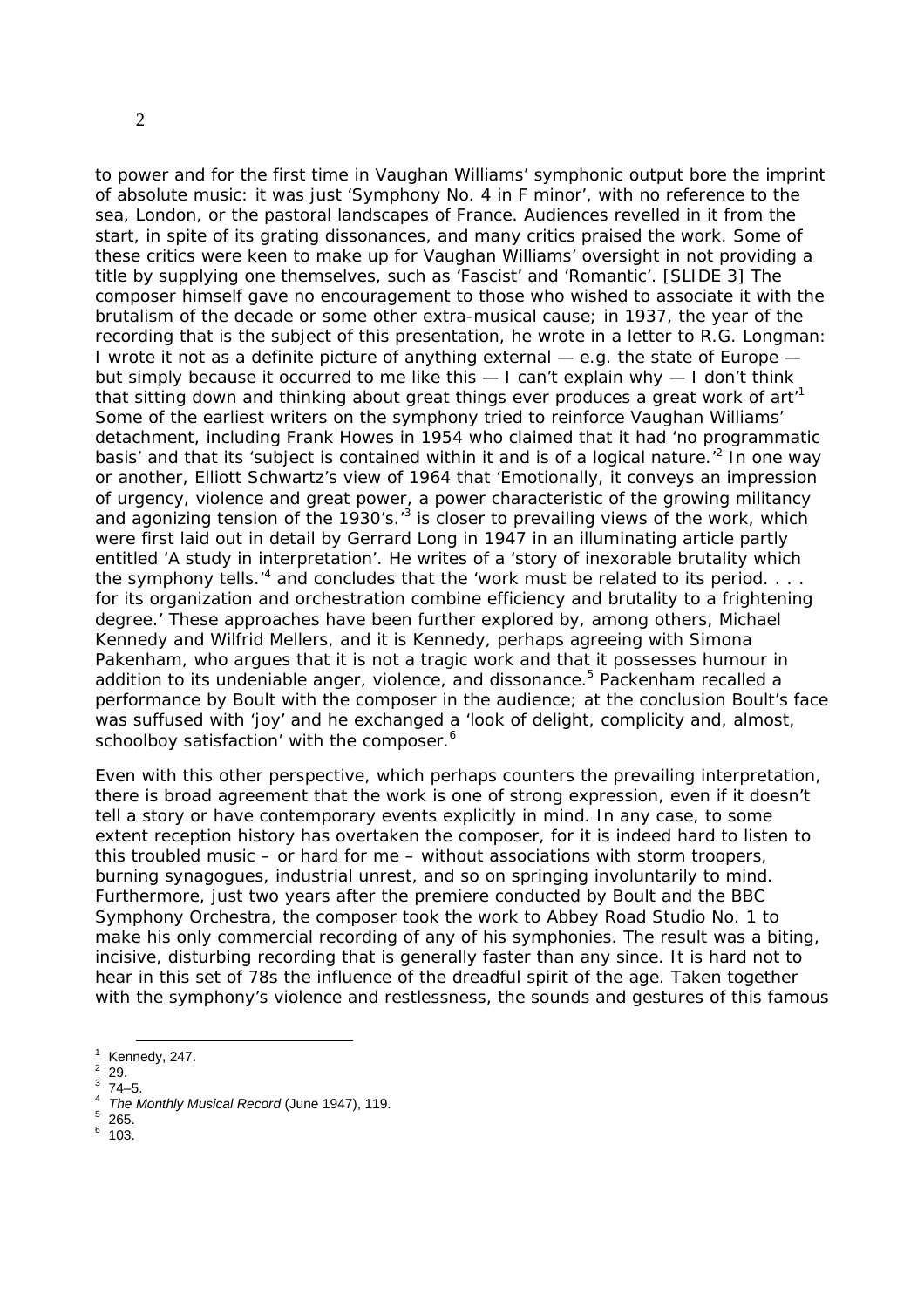to power and for the first time in Vaughan Williams' symphonic output bore the imprint of absolute music: it was just 'Symphony No. 4 in F minor', with no reference to the sea, London, or the pastoral landscapes of France. Audiences revelled in it from the start, in spite of its grating dissonances, and many critics praised the work. Some of these critics were keen to make up for Vaughan Williams' oversight in not providing a title by supplying one themselves, such as 'Fascist' and 'Romantic'. [SLIDE 3] The composer himself gave no encouragement to those who wished to associate it with the brutalism of the decade or some other extra-musical cause; in 1937, the year of the recording that is the subject of this presentation, he wrote in a letter to R.G. Longman: I wrote it not as a definite picture of anything external — e.g. the state of Europe — but simply because it occurred to me like this — I can't explain why — I don't think that sitting down and thinking about great things ever produces a great work of art'[1] Some of the earliest writers on the symphony tried to reinforce Vaughan Williams' detachment, including Frank Howes in 1954 who claimed that it had 'no programmatic basis' and that its 'subject is contained within it and is of a logical nature.'[2] In one way or another, Elliott Schwartz's view of 1964 that 'Emotionally, it conveys an impression of urgency, violence and great power, a power characteristic of the growing militancy and agonizing tension of the 1930's.'[3] is closer to prevailing views of the work, which were first laid out in detail by Gerrard Long in 1947 in an illuminating article partly entitled 'A study in interpretation'. He writes of a 'story of inexorable brutality which the symphony tells.'[4] and concludes that the 'work must be related to its period. . . . for its organization and orchestration combine efficiency and brutality to a frightening degree.' These approaches have been further explored by, among others, Michael Kennedy and Wilfrid Mellers, and it is Kennedy, perhaps agreeing with Simona Pakenham, who argues that it is not a tragic work and that it possesses humour in addition to its undeniable anger, violence, and dissonance.[5] Packenham recalled a performance by Boult with the composer in the audience; at the conclusion Boult's face was suffused with 'joy' and he exchanged a 'look of delight, complicity and, almost, schoolboy satisfaction' with the composer.[6]

Even with this other perspective, which perhaps counters the prevailing interpretation, there is broad agreement that the work is one of strong expression, even if it doesn't tell a story or have contemporary events explicitly in mind. In any case, to some extent reception history has overtaken the composer, for it is indeed hard to listen to this troubled music – or hard for me – without associations with storm troopers, burning synagogues, industrial unrest, and so on springing involuntarily to mind. Furthermore, just two years after the premiere conducted by Boult and the BBC Symphony Orchestra, the composer took the work to Abbey Road Studio No. 1 to make his only commercial recording of any of his symphonies. The result was a biting, incisive, disturbing recording that is generally faster than any since. It is hard not to hear in this set of 78s the influence of the dreadful spirit of the age. Taken together with the symphony's violence and restlessness, the sounds and gestures of this famous

[1] Kennedy, 247.
[2] 29.
[3] 74–5.
[4] *The Monthly Musical Record* (June 1947), 119.
[5] 265.
[6] 103.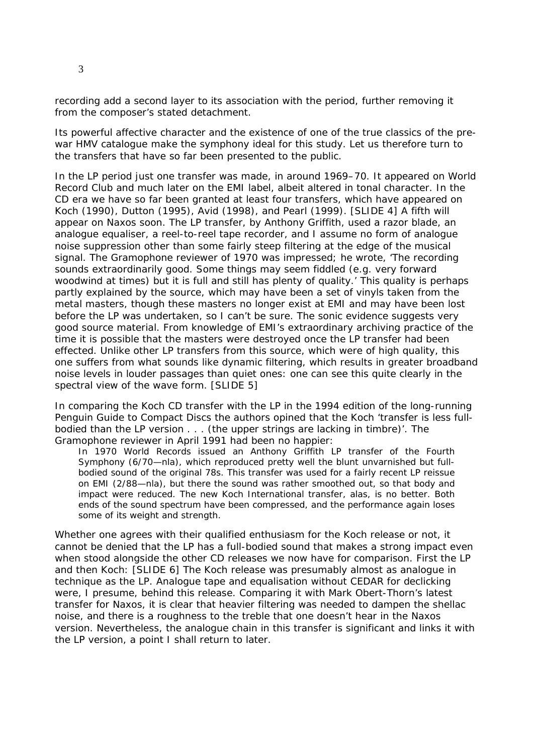recording add a second layer to its association with the period, further removing it from the composer's stated detachment.

Its powerful affective character and the existence of one of the true classics of the pre-war HMV catalogue make the symphony ideal for this study. Let us therefore turn to the transfers that have so far been presented to the public.

In the LP period just one transfer was made, in around 1969–70. It appeared on World Record Club and much later on the EMI label, albeit altered in tonal character. In the CD era we have so far been granted at least four transfers, which have appeared on Koch (1990), Dutton (1995), Avid (1998), and Pearl (1999). [SLIDE 4] A fifth will appear on Naxos soon. The LP transfer, by Anthony Griffith, used a razor blade, an analogue equaliser, a reel-to-reel tape recorder, and I assume no form of analogue noise suppression other than some fairly steep filtering at the edge of the musical signal. The Gramophone reviewer of 1970 was impressed; he wrote, 'The recording sounds extraordinarily good. Some things may seem fiddled (e.g. very forward woodwind at times) but it is full and still has plenty of quality.' This quality is perhaps partly explained by the source, which may have been a set of vinyls taken from the metal masters, though these masters no longer exist at EMI and may have been lost before the LP was undertaken, so I can't be sure. The sonic evidence suggests very good source material. From knowledge of EMI's extraordinary archiving practice of the time it is possible that the masters were destroyed once the LP transfer had been effected. Unlike other LP transfers from this source, which were of high quality, this one suffers from what sounds like dynamic filtering, which results in greater broadband noise levels in louder passages than quiet ones: one can see this quite clearly in the spectral view of the wave form. [SLIDE 5]

In comparing the Koch CD transfer with the LP in the 1994 edition of the long-running Penguin Guide to Compact Discs the authors opined that the Koch 'transfer is less full-bodied than the LP version . . . (the upper strings are lacking in timbre)'. The Gramophone reviewer in April 1991 had been no happier:

> In 1970 World Records issued an Anthony Griffith LP transfer of the Fourth Symphony (6/70—nla), which reproduced pretty well the blunt unvarnished but full-bodied sound of the original 78s. This transfer was used for a fairly recent LP reissue on EMI (2/88—nla), but there the sound was rather smoothed out, so that body and impact were reduced. The new Koch International transfer, alas, is no better. Both ends of the sound spectrum have been compressed, and the performance again loses some of its weight and strength.

Whether one agrees with their qualified enthusiasm for the Koch release or not, it cannot be denied that the LP has a full-bodied sound that makes a strong impact even when stood alongside the other CD releases we now have for comparison. First the LP and then Koch: [SLIDE 6] The Koch release was presumably almost as analogue in technique as the LP. Analogue tape and equalisation without CEDAR for declicking were, I presume, behind this release. Comparing it with Mark Obert-Thorn's latest transfer for Naxos, it is clear that heavier filtering was needed to dampen the shellac noise, and there is a roughness to the treble that one doesn't hear in the Naxos version. Nevertheless, the analogue chain in this transfer is significant and links it with the LP version, a point I shall return to later.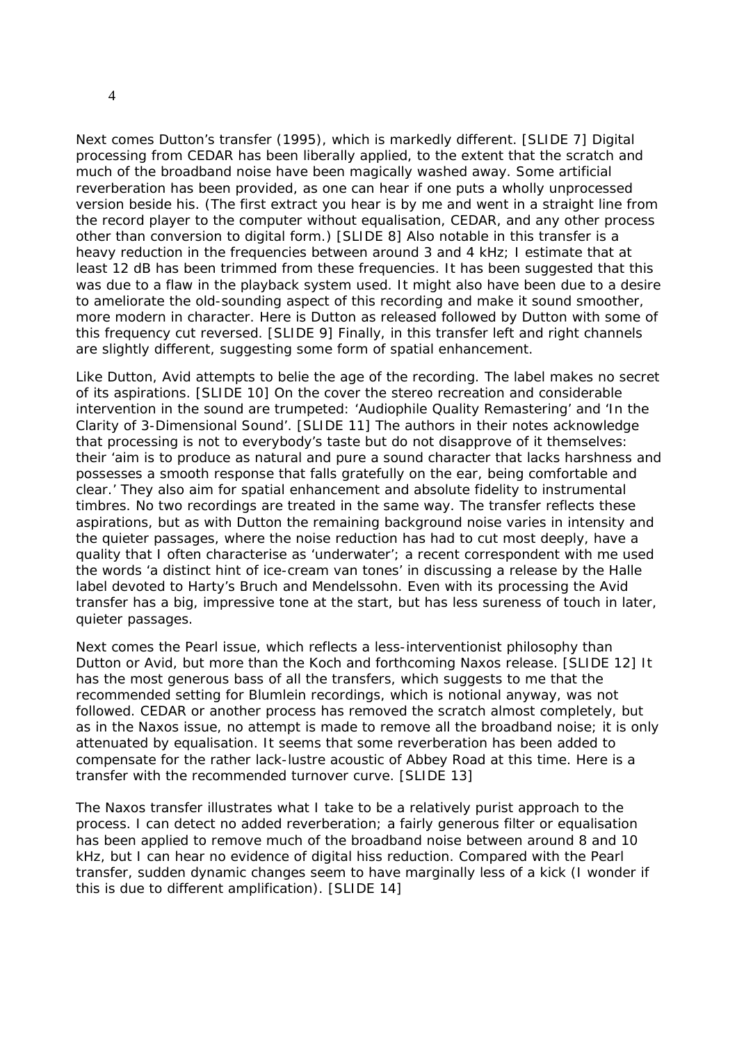Next comes Dutton's transfer (1995), which is markedly different. [SLIDE 7] Digital processing from CEDAR has been liberally applied, to the extent that the scratch and much of the broadband noise have been magically washed away. Some artificial reverberation has been provided, as one can hear if one puts a wholly unprocessed version beside his. (The first extract you hear is by me and went in a straight line from the record player to the computer without equalisation, CEDAR, and any other process other than conversion to digital form.) [SLIDE 8] Also notable in this transfer is a heavy reduction in the frequencies between around 3 and 4 kHz; I estimate that at least 12 dB has been trimmed from these frequencies. It has been suggested that this was due to a flaw in the playback system used. It might also have been due to a desire to ameliorate the old-sounding aspect of this recording and make it sound smoother, more modern in character. Here is Dutton as released followed by Dutton with some of this frequency cut reversed. [SLIDE 9] Finally, in this transfer left and right channels are slightly different, suggesting some form of spatial enhancement.

Like Dutton, Avid attempts to belie the age of the recording. The label makes no secret of its aspirations. [SLIDE 10] On the cover the stereo recreation and considerable intervention in the sound are trumpeted: 'Audiophile Quality Remastering' and 'In the Clarity of 3-Dimensional Sound'. [SLIDE 11] The authors in their notes acknowledge that processing is not to everybody's taste but do not disapprove of it themselves: their 'aim is to produce as natural and pure a sound character that lacks harshness and possesses a smooth response that falls gratefully on the ear, being comfortable and clear.' They also aim for spatial enhancement and absolute fidelity to instrumental timbres. No two recordings are treated in the same way. The transfer reflects these aspirations, but as with Dutton the remaining background noise varies in intensity and the quieter passages, where the noise reduction has had to cut most deeply, have a quality that I often characterise as 'underwater'; a recent correspondent with me used the words 'a distinct hint of ice-cream van tones' in discussing a release by the Halle label devoted to Harty's Bruch and Mendelssohn. Even with its processing the Avid transfer has a big, impressive tone at the start, but has less sureness of touch in later, quieter passages.

Next comes the Pearl issue, which reflects a less-interventionist philosophy than Dutton or Avid, but more than the Koch and forthcoming Naxos release. [SLIDE 12] It has the most generous bass of all the transfers, which suggests to me that the recommended setting for Blumlein recordings, which is notional anyway, was not followed. CEDAR or another process has removed the scratch almost completely, but as in the Naxos issue, no attempt is made to remove all the broadband noise; it is only attenuated by equalisation. It seems that some reverberation has been added to compensate for the rather lack-lustre acoustic of Abbey Road at this time. Here is a transfer with the recommended turnover curve. [SLIDE 13]

The Naxos transfer illustrates what I take to be a relatively purist approach to the process. I can detect no added reverberation; a fairly generous filter or equalisation has been applied to remove much of the broadband noise between around 8 and 10 kHz, but I can hear no evidence of digital hiss reduction. Compared with the Pearl transfer, sudden dynamic changes seem to have marginally less of a kick (I wonder if this is due to different amplification). [SLIDE 14]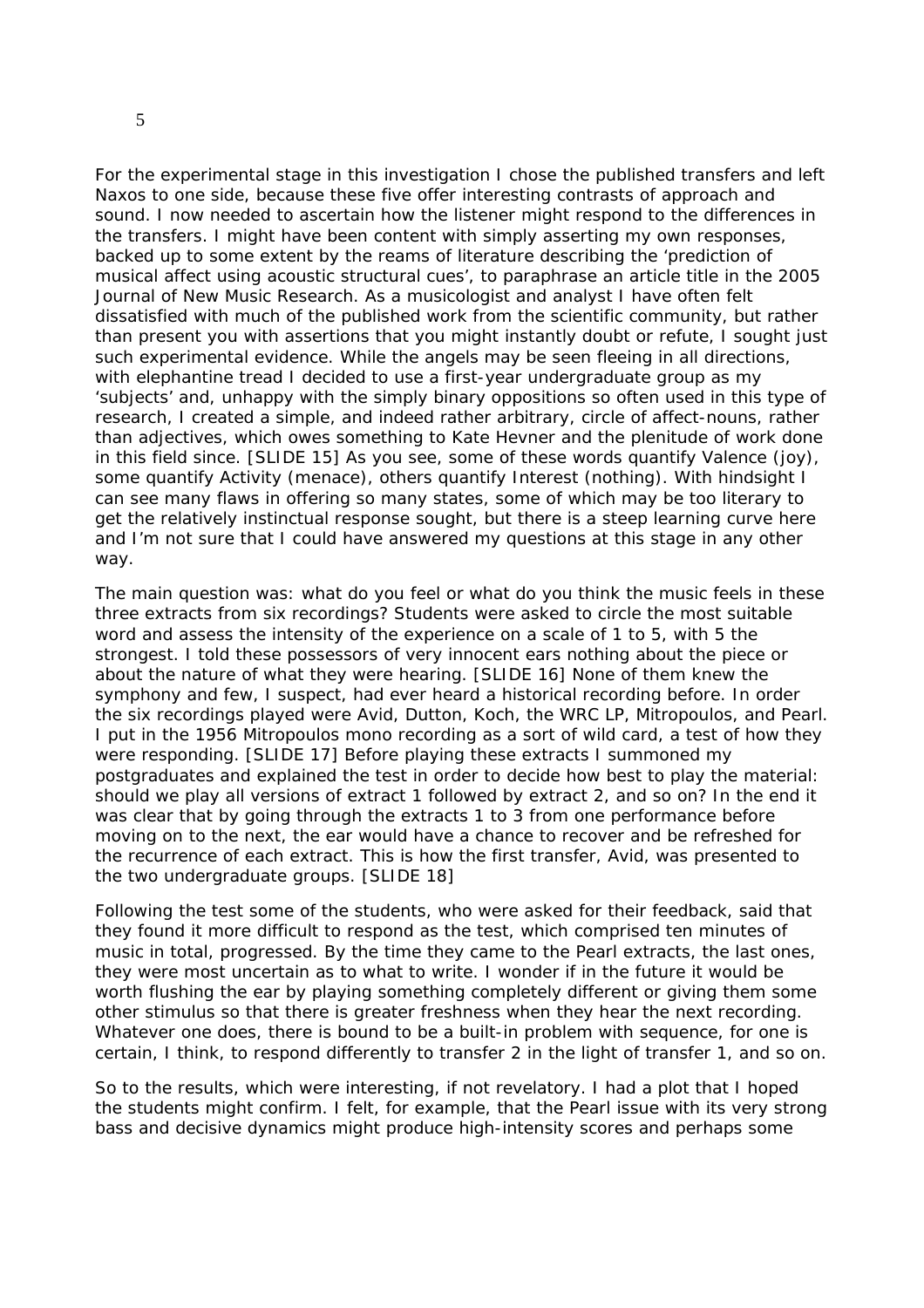For the experimental stage in this investigation I chose the published transfers and left Naxos to one side, because these five offer interesting contrasts of approach and sound. I now needed to ascertain how the listener might respond to the differences in the transfers. I might have been content with simply asserting my own responses, backed up to some extent by the reams of literature describing the 'prediction of musical affect using acoustic structural cues', to paraphrase an article title in the 2005 Journal of New Music Research. As a musicologist and analyst I have often felt dissatisfied with much of the published work from the scientific community, but rather than present you with assertions that you might instantly doubt or refute, I sought just such experimental evidence. While the angels may be seen fleeing in all directions, with elephantine tread I decided to use a first-year undergraduate group as my 'subjects' and, unhappy with the simply binary oppositions so often used in this type of research, I created a simple, and indeed rather arbitrary, circle of affect-nouns, rather than adjectives, which owes something to Kate Hevner and the plenitude of work done in this field since. [SLIDE 15] As you see, some of these words quantify Valence (joy), some quantify Activity (menace), others quantify Interest (nothing). With hindsight I can see many flaws in offering so many states, some of which may be too literary to get the relatively instinctual response sought, but there is a steep learning curve here and I'm not sure that I could have answered my questions at this stage in any other way.

The main question was: what do you feel or what do you think the music feels in these three extracts from six recordings? Students were asked to circle the most suitable word and assess the intensity of the experience on a scale of 1 to 5, with 5 the strongest. I told these possessors of very innocent ears nothing about the piece or about the nature of what they were hearing. [SLIDE 16] None of them knew the symphony and few, I suspect, had ever heard a historical recording before. In order the six recordings played were Avid, Dutton, Koch, the WRC LP, Mitropoulos, and Pearl. I put in the 1956 Mitropoulos mono recording as a sort of wild card, a test of how they were responding. [SLIDE 17] Before playing these extracts I summoned my postgraduates and explained the test in order to decide how best to play the material: should we play all versions of extract 1 followed by extract 2, and so on? In the end it was clear that by going through the extracts 1 to 3 from one performance before moving on to the next, the ear would have a chance to recover and be refreshed for the recurrence of each extract. This is how the first transfer, Avid, was presented to the two undergraduate groups. [SLIDE 18]

Following the test some of the students, who were asked for their feedback, said that they found it more difficult to respond as the test, which comprised ten minutes of music in total, progressed. By the time they came to the Pearl extracts, the last ones, they were most uncertain as to what to write. I wonder if in the future it would be worth flushing the ear by playing something completely different or giving them some other stimulus so that there is greater freshness when they hear the next recording. Whatever one does, there is bound to be a built-in problem with sequence, for one is certain, I think, to respond differently to transfer 2 in the light of transfer 1, and so on.

So to the results, which were interesting, if not revelatory. I had a plot that I hoped the students might confirm. I felt, for example, that the Pearl issue with its very strong bass and decisive dynamics might produce high-intensity scores and perhaps some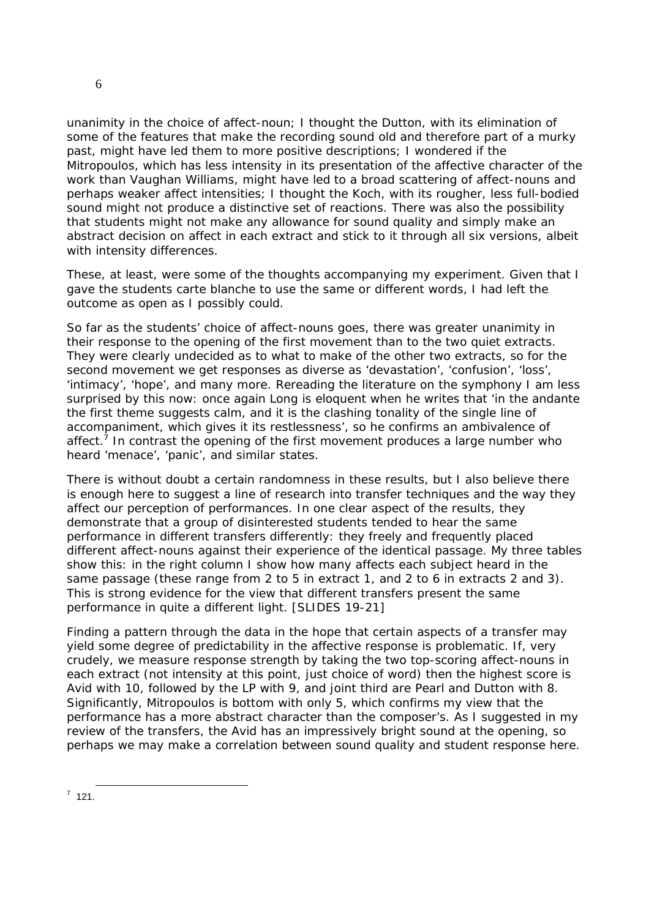unanimity in the choice of affect-noun; I thought the Dutton, with its elimination of some of the features that make the recording sound old and therefore part of a murky past, might have led them to more positive descriptions; I wondered if the Mitropoulos, which has less intensity in its presentation of the affective character of the work than Vaughan Williams, might have led to a broad scattering of affect-nouns and perhaps weaker affect intensities; I thought the Koch, with its rougher, less full-bodied sound might not produce a distinctive set of reactions. There was also the possibility that students might not make any allowance for sound quality and simply make an abstract decision on affect in each extract and stick to it through all six versions, albeit with intensity differences.

These, at least, were some of the thoughts accompanying my experiment. Given that I gave the students carte blanche to use the same or different words, I had left the outcome as open as I possibly could.

So far as the students' choice of affect-nouns goes, there was greater unanimity in their response to the opening of the first movement than to the two quiet extracts. They were clearly undecided as to what to make of the other two extracts, so for the second movement we get responses as diverse as 'devastation', 'confusion', 'loss', 'intimacy', 'hope', and many more. Rereading the literature on the symphony I am less surprised by this now: once again Long is eloquent when he writes that 'in the andante the first theme suggests calm, and it is the clashing tonality of the single line of accompaniment, which gives it its restlessness', so he confirms an ambivalence of affect.[7] In contrast the opening of the first movement produces a large number who heard 'menace', 'panic', and similar states.

There is without doubt a certain randomness in these results, but I also believe there is enough here to suggest a line of research into transfer techniques and the way they affect our perception of performances. In one clear aspect of the results, they demonstrate that a group of disinterested students tended to hear the same performance in different transfers differently: they freely and frequently placed different affect-nouns against their experience of the identical passage. My three tables show this: in the right column I show how many affects each subject heard in the same passage (these range from 2 to 5 in extract 1, and 2 to 6 in extracts 2 and 3). This is strong evidence for the view that different transfers present the same performance in quite a different light. [SLIDES 19-21]

Finding a pattern through the data in the hope that certain aspects of a transfer may yield some degree of predictability in the affective response is problematic. If, very crudely, we measure response strength by taking the two top-scoring affect-nouns in each extract (not intensity at this point, just choice of word) then the highest score is Avid with 10, followed by the LP with 9, and joint third are Pearl and Dutton with 8. Significantly, Mitropoulos is bottom with only 5, which confirms my view that the performance has a more abstract character than the composer's. As I suggested in my review of the transfers, the Avid has an impressively bright sound at the opening, so perhaps we may make a correlation between sound quality and student response here.

---

[7] 121.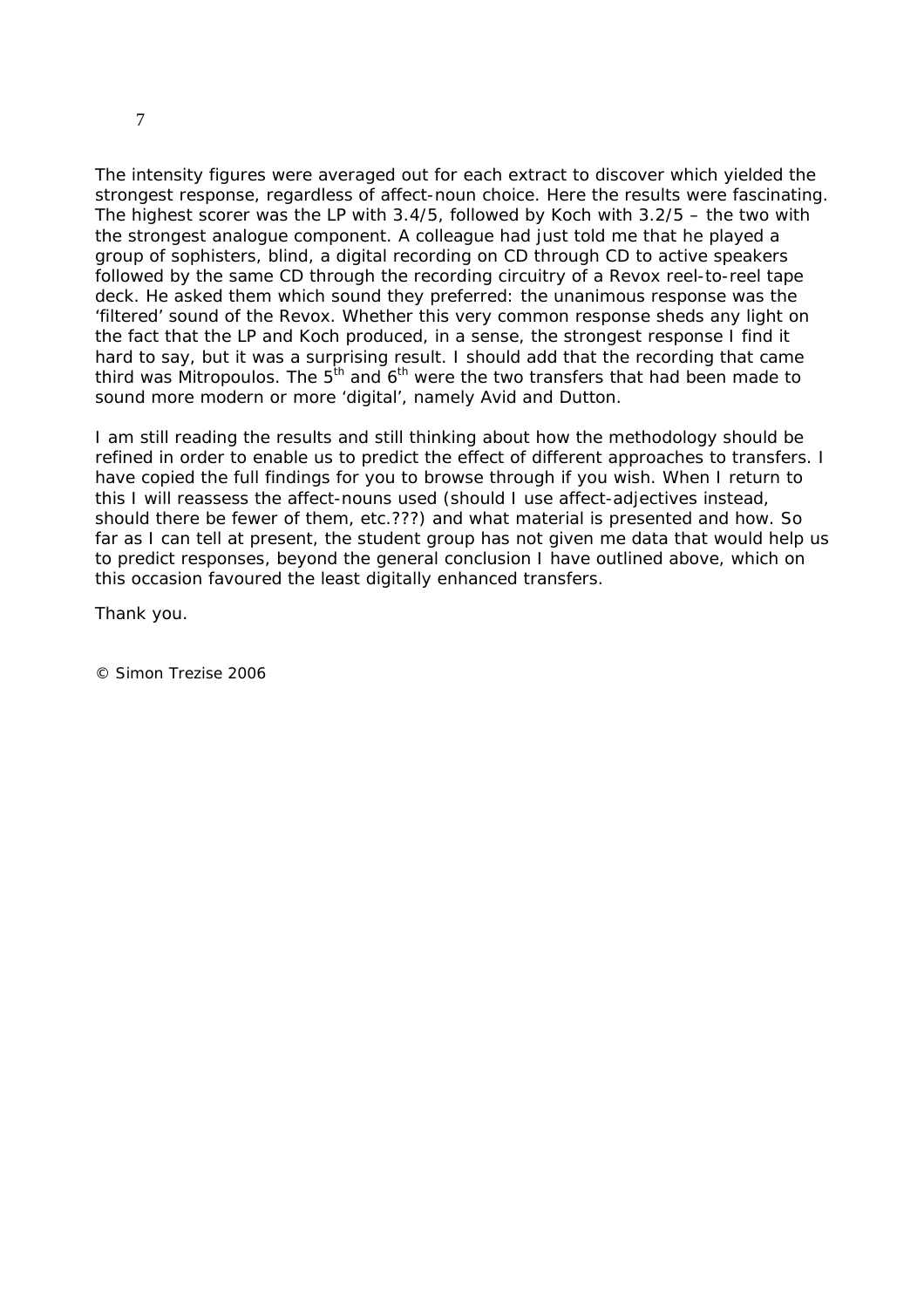The intensity figures were averaged out for each extract to discover which yielded the strongest response, regardless of affect-noun choice. Here the results were fascinating. The highest scorer was the LP with 3.4/5, followed by Koch with 3.2/5 – the two with the strongest analogue component. A colleague had just told me that he played a group of sophisters, blind, a digital recording on CD through CD to active speakers followed by the same CD through the recording circuitry of a Revox reel-to-reel tape deck. He asked them which sound they preferred: the unanimous response was the 'filtered' sound of the Revox. Whether this very common response sheds any light on the fact that the LP and Koch produced, in a sense, the strongest response I find it hard to say, but it was a surprising result. I should add that the recording that came third was Mitropoulos. The 5th and 6th were the two transfers that had been made to sound more modern or more 'digital', namely Avid and Dutton.

I am still reading the results and still thinking about how the methodology should be refined in order to enable us to predict the effect of different approaches to transfers. I have copied the full findings for you to browse through if you wish. When I return to this I will reassess the affect-nouns used (should I use affect-adjectives instead, should there be fewer of them, etc.???) and what material is presented and how. So far as I can tell at present, the student group has not given me data that would help us to predict responses, beyond the general conclusion I have outlined above, which on this occasion favoured the least digitally enhanced transfers.

Thank you.

© Simon Trezise 2006